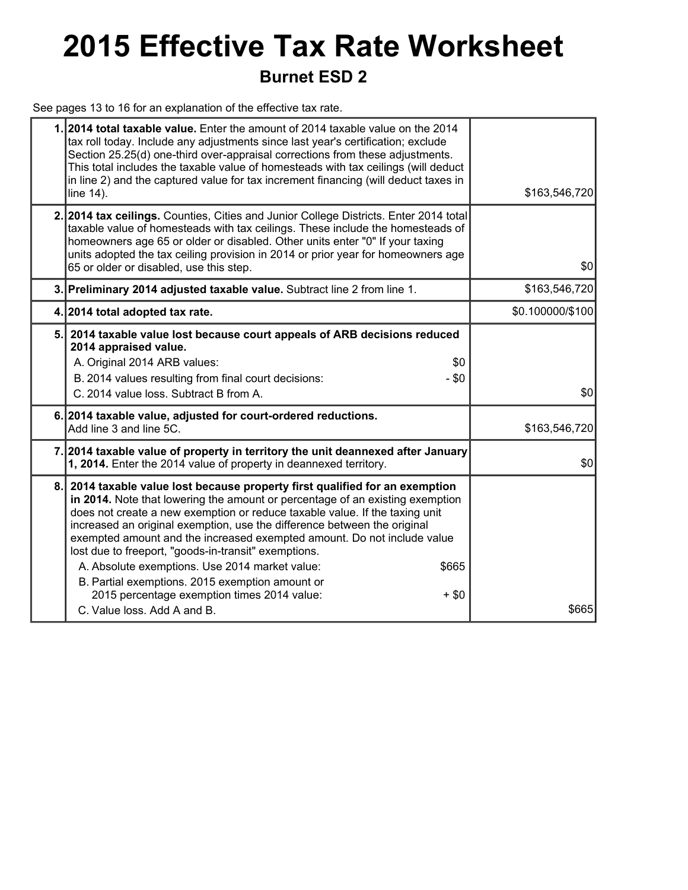# 2015 Effective Tax Rate Worksheet

## Burnet ESD 2

See pages 13 to 16 for an explanation of the effective tax rate.

| Line | Description | Amount |
|---|---|---|
| 1. | **2014 total taxable value.** Enter the amount of 2014 taxable value on the 2014 tax roll today. Include any adjustments since last year's certification; exclude Section 25.25(d) one-third over-appraisal corrections from these adjustments. This total includes the taxable value of homesteads with tax ceilings (will deduct in line 2) and the captured value for tax increment financing (will deduct taxes in line 14). | $163,546,720 |
| 2. | **2014 tax ceilings.** Counties, Cities and Junior College Districts. Enter 2014 total taxable value of homesteads with tax ceilings. These include the homesteads of homeowners age 65 or older or disabled. Other units enter "0" If your taxing units adopted the tax ceiling provision in 2014 or prior year for homeowners age 65 or older or disabled, use this step. | $0 |
| 3. | **Preliminary 2014 adjusted taxable value.** Subtract line 2 from line 1. | $163,546,720 |
| 4. | **2014 total adopted tax rate.** | $0.100000/$100 |
| 5. | **2014 taxable value lost because court appeals of ARB decisions reduced 2014 appraised value.**<br>A. Original 2014 ARB values: $0<br>B. 2014 values resulting from final court decisions: - $0<br>C. 2014 value loss. Subtract B from A. | $0 |
| 6. | **2014 taxable value, adjusted for court-ordered reductions.** Add line 3 and line 5C. | $163,546,720 |
| 7. | **2014 taxable value of property in territory the unit deannexed after January 1, 2014.** Enter the 2014 value of property in deannexed territory. | $0 |
| 8. | **2014 taxable value lost because property first qualified for an exemption in 2014.** Note that lowering the amount or percentage of an existing exemption does not create a new exemption or reduce taxable value. If the taxing unit increased an original exemption, use the difference between the original exempted amount and the increased exempted amount. Do not include value lost due to freeport, "goods-in-transit" exemptions.<br>A. Absolute exemptions. Use 2014 market value: $665<br>B. Partial exemptions. 2015 exemption amount or 2015 percentage exemption times 2014 value: + $0<br>C. Value loss. Add A and B. | $665 |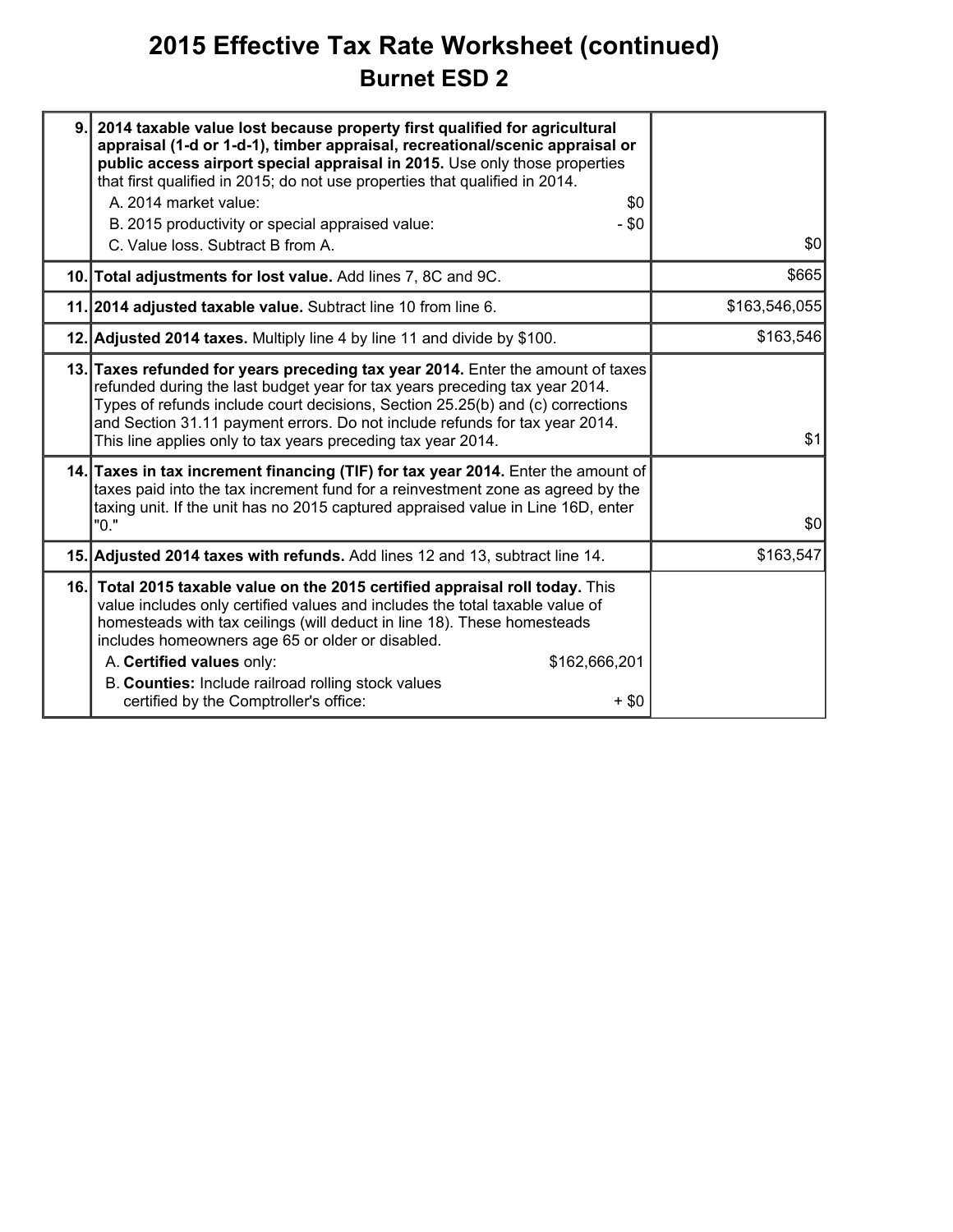# 2015 Effective Tax Rate Worksheet (continued)

## Burnet ESD 2

| Line | Description | Amount |
|---|---|---|
| 9. | **2014 taxable value lost because property first qualified for agricultural appraisal (1-d or 1-d-1), timber appraisal, recreational/scenic appraisal or public access airport special appraisal in 2015.** Use only those properties that first qualified in 2015; do not use properties that qualified in 2014.<br>A. 2014 market value: $0<br>B. 2015 productivity or special appraised value: - $0<br>C. Value loss. Subtract B from A. | $0 |
| 10. | **Total adjustments for lost value.** Add lines 7, 8C and 9C. | $665 |
| 11. | **2014 adjusted taxable value.** Subtract line 10 from line 6. | $163,546,055 |
| 12. | **Adjusted 2014 taxes.** Multiply line 4 by line 11 and divide by $100. | $163,546 |
| 13. | **Taxes refunded for years preceding tax year 2014.** Enter the amount of taxes refunded during the last budget year for tax years preceding tax year 2014. Types of refunds include court decisions, Section 25.25(b) and (c) corrections and Section 31.11 payment errors. Do not include refunds for tax year 2014. This line applies only to tax years preceding tax year 2014. | $1 |
| 14. | **Taxes in tax increment financing (TIF) for tax year 2014.** Enter the amount of taxes paid into the tax increment fund for a reinvestment zone as agreed by the taxing unit. If the unit has no 2015 captured appraised value in Line 16D, enter "0." | $0 |
| 15. | **Adjusted 2014 taxes with refunds.** Add lines 12 and 13, subtract line 14. | $163,547 |
| 16. | **Total 2015 taxable value on the 2015 certified appraisal roll today.** This value includes only certified values and includes the total taxable value of homesteads with tax ceilings (will deduct in line 18). These homesteads includes homeowners age 65 or older or disabled.<br>A. **Certified values** only: $162,666,201<br>B. **Counties:** Include railroad rolling stock values certified by the Comptroller's office: + $0 | |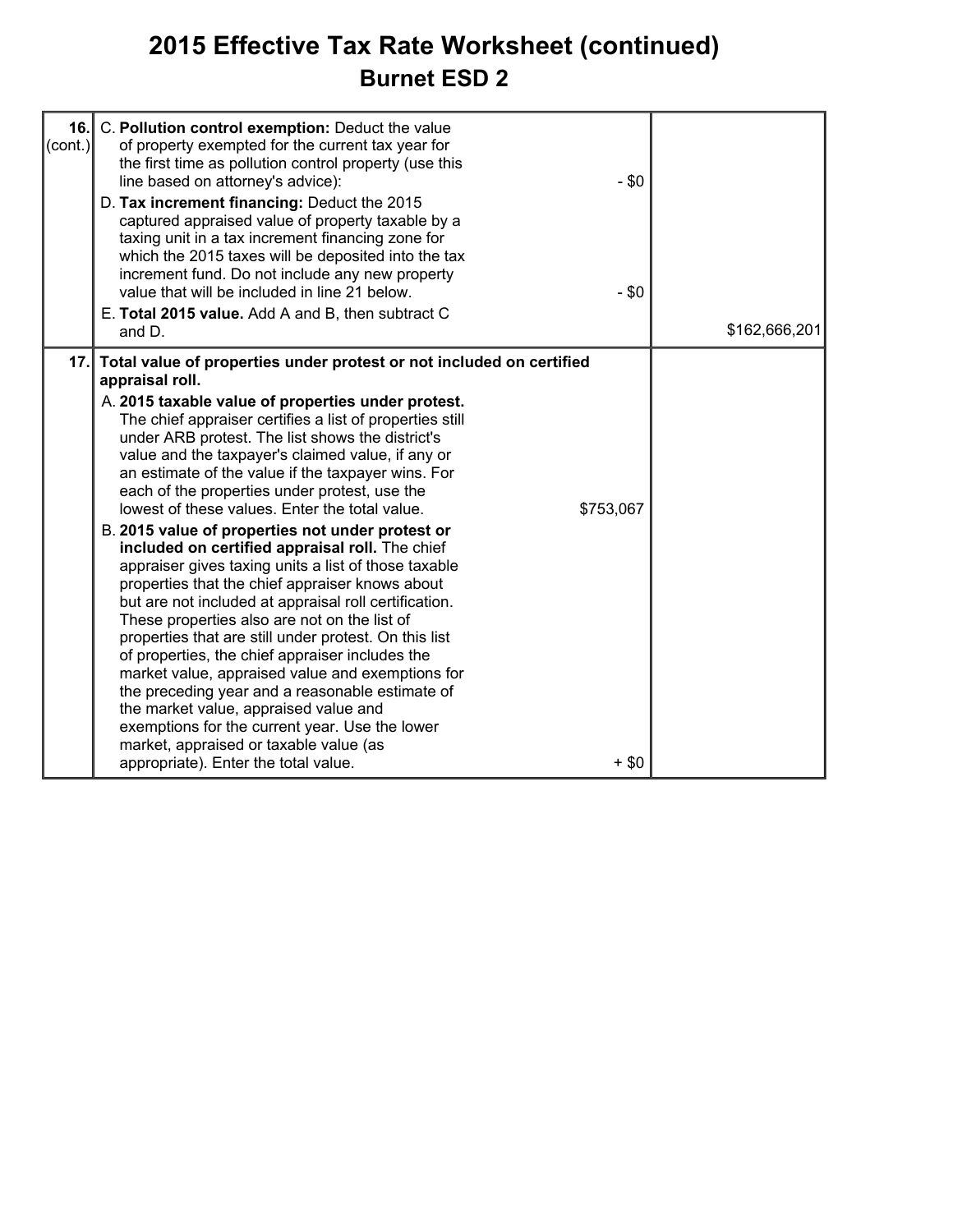# 2015 Effective Tax Rate Worksheet (continued)

## Burnet ESD 2

| | | | |
|---|---|---|---|
| **16.** (cont.) | C. **Pollution control exemption:** Deduct the value of property exempted for the current tax year for the first time as pollution control property (use this line based on attorney's advice): | - $0 | |
| | D. **Tax increment financing:** Deduct the 2015 captured appraised value of property taxable by a taxing unit in a tax increment financing zone for which the 2015 taxes will be deposited into the tax increment fund. Do not include any new property value that will be included in line 21 below. | - $0 | |
| | E. **Total 2015 value.** Add A and B, then subtract C and D. | | $162,666,201 |
| **17.** | **Total value of properties under protest or not included on certified appraisal roll.** | | |
| | A. **2015 taxable value of properties under protest.** The chief appraiser certifies a list of properties still under ARB protest. The list shows the district's value and the taxpayer's claimed value, if any or an estimate of the value if the taxpayer wins. For each of the properties under protest, use the lowest of these values. Enter the total value. | $753,067 | |
| | B. **2015 value of properties not under protest or included on certified appraisal roll.** The chief appraiser gives taxing units a list of those taxable properties that the chief appraiser knows about but are not included at appraisal roll certification. These properties also are not on the list of properties that are still under protest. On this list of properties, the chief appraiser includes the market value, appraised value and exemptions for the preceding year and a reasonable estimate of the market value, appraised value and exemptions for the current year. Use the lower market, appraised or taxable value (as appropriate). Enter the total value. | + $0 | |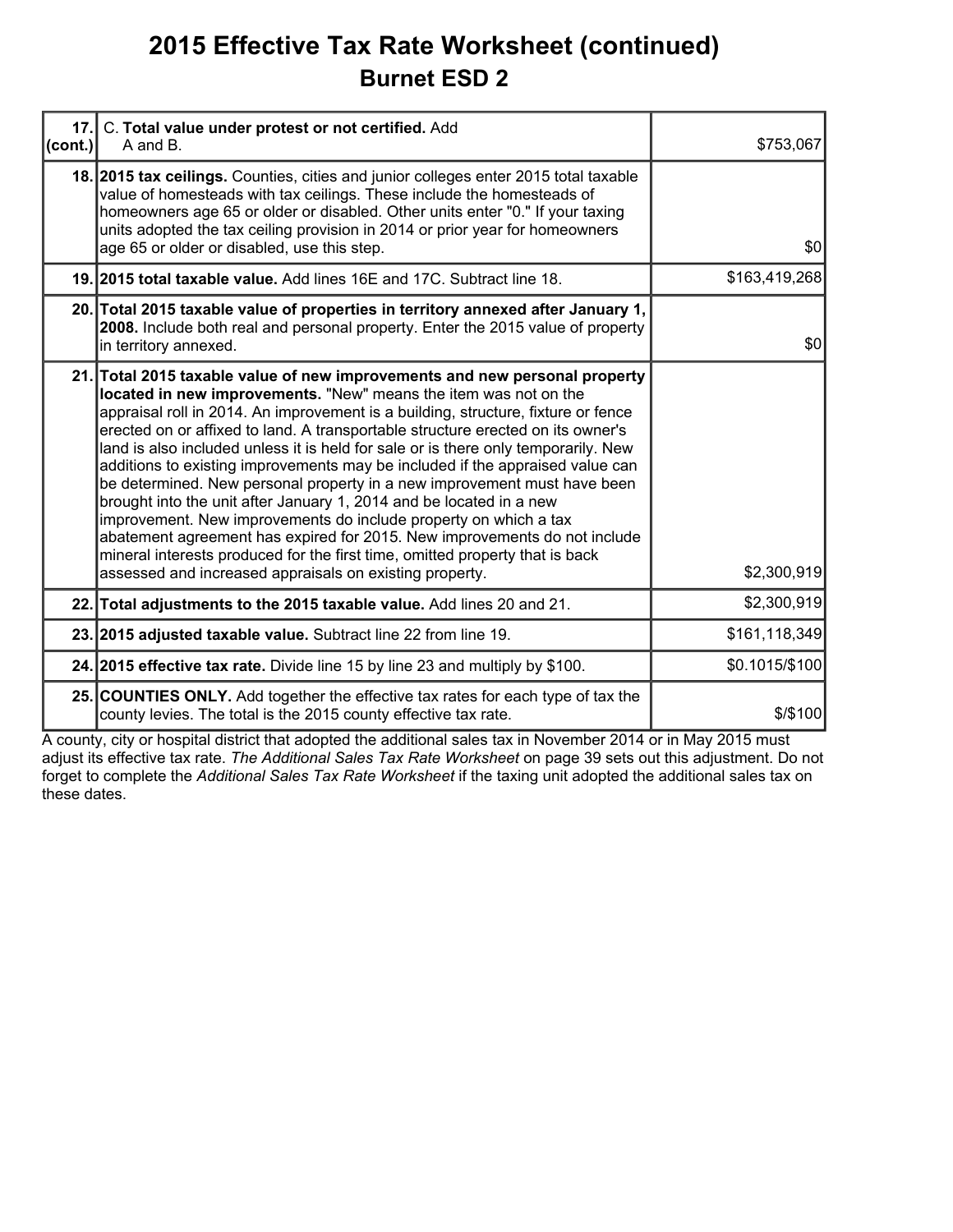# 2015 Effective Tax Rate Worksheet (continued)

## Burnet ESD 2

| | | |
|---|---|---|
| 17. (cont.) | C. **Total value under protest or not certified.** Add A and B. | $753,067 |
| 18. | **2015 tax ceilings.** Counties, cities and junior colleges enter 2015 total taxable value of homesteads with tax ceilings. These include the homesteads of homeowners age 65 or older or disabled. Other units enter "0." If your taxing units adopted the tax ceiling provision in 2014 or prior year for homeowners age 65 or older or disabled, use this step. | $0 |
| 19. | **2015 total taxable value.** Add lines 16E and 17C. Subtract line 18. | $163,419,268 |
| 20. | **Total 2015 taxable value of properties in territory annexed after January 1, 2008.** Include both real and personal property. Enter the 2015 value of property in territory annexed. | $0 |
| 21. | **Total 2015 taxable value of new improvements and new personal property located in new improvements.** "New" means the item was not on the appraisal roll in 2014. An improvement is a building, structure, fixture or fence erected on or affixed to land. A transportable structure erected on its owner's land is also included unless it is held for sale or is there only temporarily. New additions to existing improvements may be included if the appraised value can be determined. New personal property in a new improvement must have been brought into the unit after January 1, 2014 and be located in a new improvement. New improvements do include property on which a tax abatement agreement has expired for 2015. New improvements do not include mineral interests produced for the first time, omitted property that is back assessed and increased appraisals on existing property. | $2,300,919 |
| 22. | **Total adjustments to the 2015 taxable value.** Add lines 20 and 21. | $2,300,919 |
| 23. | **2015 adjusted taxable value.** Subtract line 22 from line 19. | $161,118,349 |
| 24. | **2015 effective tax rate.** Divide line 15 by line 23 and multiply by $100. | $0.1015/$100 |
| 25. | **COUNTIES ONLY.** Add together the effective tax rates for each type of tax the county levies. The total is the 2015 county effective tax rate. | $/$100 |

A county, city or hospital district that adopted the additional sales tax in November 2014 or in May 2015 must adjust its effective tax rate. *The Additional Sales Tax Rate Worksheet* on page 39 sets out this adjustment. Do not forget to complete the *Additional Sales Tax Rate Worksheet* if the taxing unit adopted the additional sales tax on these dates.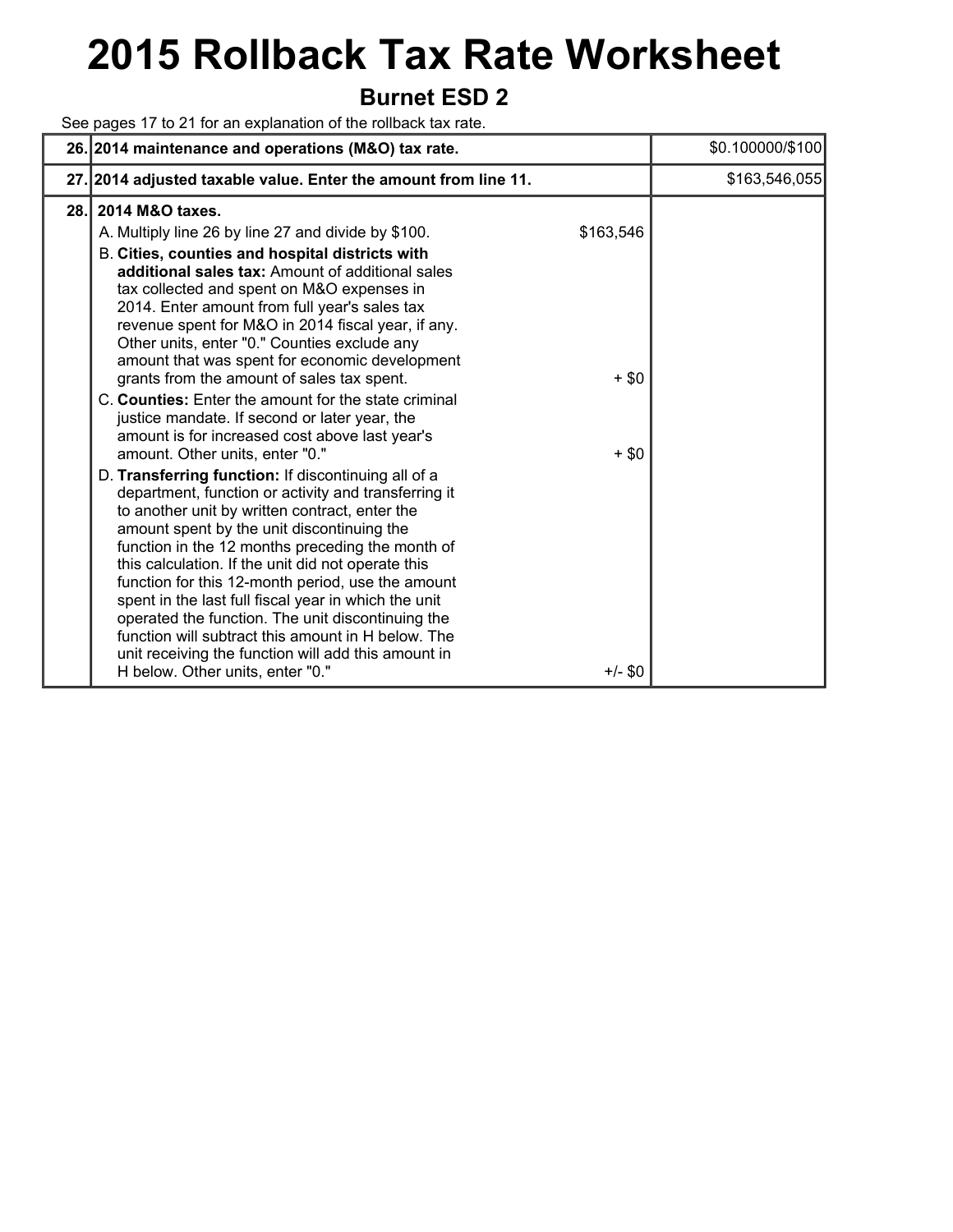# 2015 Rollback Tax Rate Worksheet

## Burnet ESD 2

See pages 17 to 21 for an explanation of the rollback tax rate.

| Line | Description | | Amount |
|---|---|---|---|
| 26. | **2014 maintenance and operations (M&O) tax rate.** | | $0.100000/$100 |
| 27. | **2014 adjusted taxable value. Enter the amount from line 11.** | | $163,546,055 |
| 28. | **2014 M&O taxes.** | | |
| | A. Multiply line 26 by line 27 and divide by $100. | $163,546 | |
| | B. **Cities, counties and hospital districts with additional sales tax:** Amount of additional sales tax collected and spent on M&O expenses in 2014. Enter amount from full year's sales tax revenue spent for M&O in 2014 fiscal year, if any. Other units, enter "0." Counties exclude any amount that was spent for economic development grants from the amount of sales tax spent. | + $0 | |
| | C. **Counties:** Enter the amount for the state criminal justice mandate. If second or later year, the amount is for increased cost above last year's amount. Other units, enter "0." | + $0 | |
| | D. **Transferring function:** If discontinuing all of a department, function or activity and transferring it to another unit by written contract, enter the amount spent by the unit discontinuing the function in the 12 months preceding the month of this calculation. If the unit did not operate this function for this 12-month period, use the amount spent in the last full fiscal year in which the unit operated the function. The unit discontinuing the function will subtract this amount in H below. The unit receiving the function will add this amount in H below. Other units, enter "0." | +/- $0 | |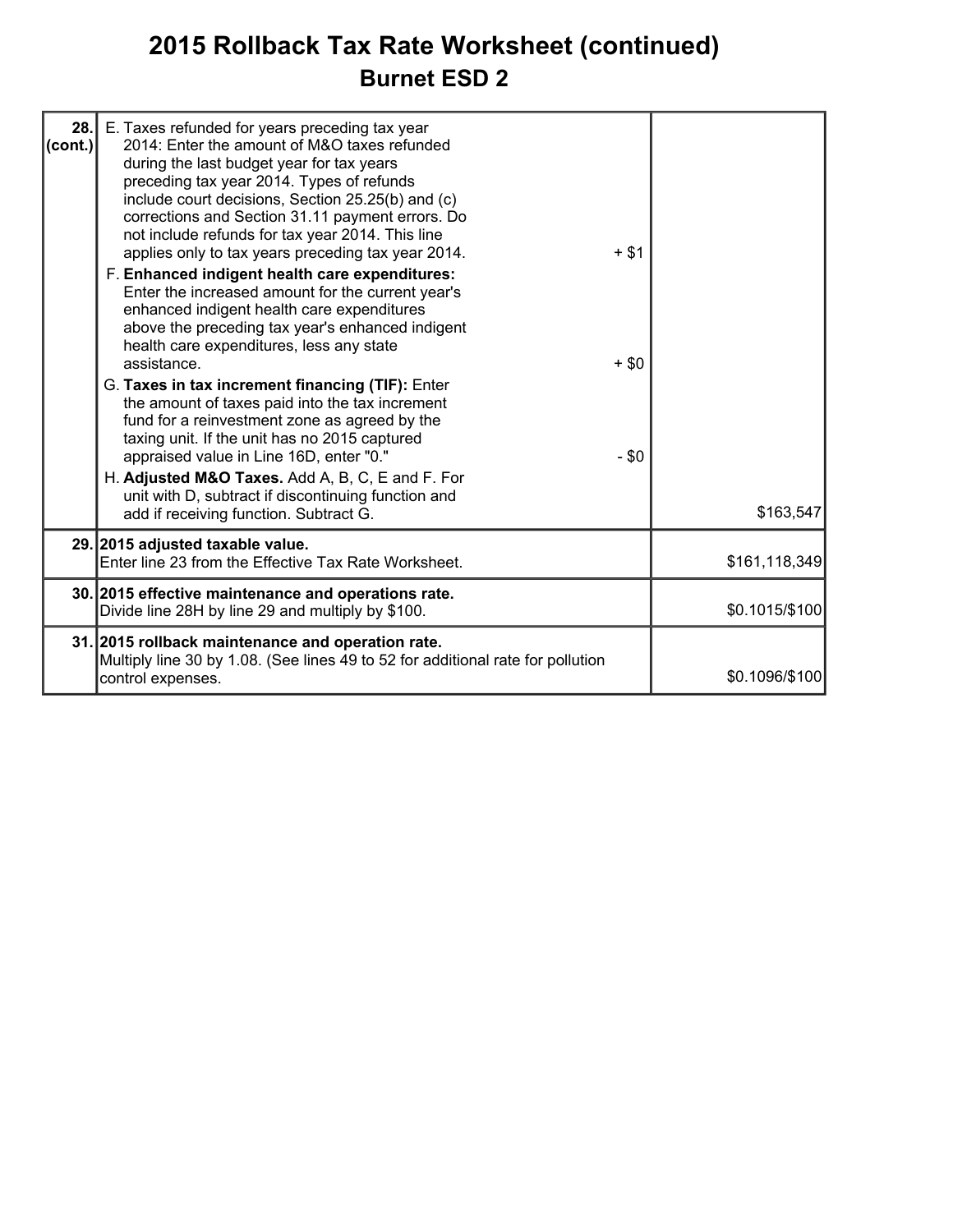# 2015 Rollback Tax Rate Worksheet (continued)

## Burnet ESD 2

| Line | Description | Amount |
|---|---|---|
| **28. (cont.)** | E. Taxes refunded for years preceding tax year 2014: Enter the amount of M&O taxes refunded during the last budget year for tax years preceding tax year 2014. Types of refunds include court decisions, Section 25.25(b) and (c) corrections and Section 31.11 payment errors. Do not include refunds for tax year 2014. This line applies only to tax years preceding tax year 2014. + $1<br>F. **Enhanced indigent health care expenditures:** Enter the increased amount for the current year's enhanced indigent health care expenditures above the preceding tax year's enhanced indigent health care expenditures, less any state assistance. + $0<br>G. **Taxes in tax increment financing (TIF):** Enter the amount of taxes paid into the tax increment fund for a reinvestment zone as agreed by the taxing unit. If the unit has no 2015 captured appraised value in Line 16D, enter "0." - $0<br>H. **Adjusted M&O Taxes.** Add A, B, C, E and F. For unit with D, subtract if discontinuing function and add if receiving function. Subtract G. | $163,547 |
| **29.** | **2015 adjusted taxable value.**<br>Enter line 23 from the Effective Tax Rate Worksheet. | $161,118,349 |
| **30.** | **2015 effective maintenance and operations rate.**<br>Divide line 28H by line 29 and multiply by $100. | $0.1015/$100 |
| **31.** | **2015 rollback maintenance and operation rate.**<br>Multiply line 30 by 1.08. (See lines 49 to 52 for additional rate for pollution control expenses. | $0.1096/$100 |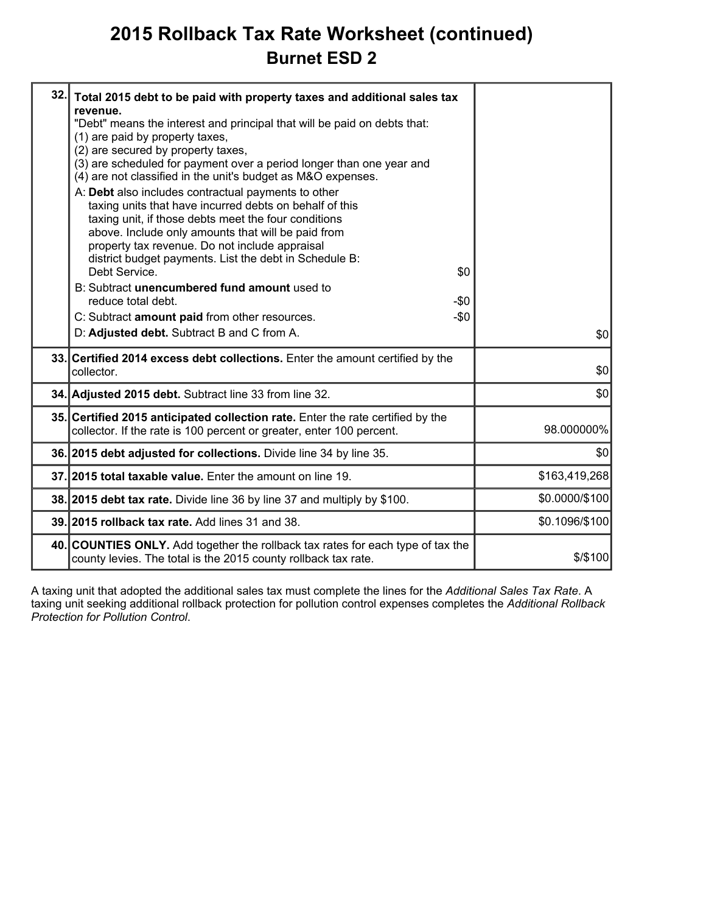# 2015 Rollback Tax Rate Worksheet (continued)

## Burnet ESD 2

| Line | Description | Amount |
|---|---|---|
| 32. | **Total 2015 debt to be paid with property taxes and additional sales tax revenue.**<br>"Debt" means the interest and principal that will be paid on debts that:<br>(1) are paid by property taxes,<br>(2) are secured by property taxes,<br>(3) are scheduled for payment over a period longer than one year and<br>(4) are not classified in the unit's budget as M&O expenses.<br>A: **Debt** also includes contractual payments to other taxing units that have incurred debts on behalf of this taxing unit, if those debts meet the four conditions above. Include only amounts that will be paid from property tax revenue. Do not include appraisal district budget payments. List the debt in Schedule B: Debt Service. $0<br>B: Subtract **unencumbered fund amount** used to reduce total debt. -$0<br>C: Subtract **amount paid** from other resources. -$0<br>D: **Adjusted debt.** Subtract B and C from A. | $0 |
| 33. | **Certified 2014 excess debt collections.** Enter the amount certified by the collector. | $0 |
| 34. | **Adjusted 2015 debt.** Subtract line 33 from line 32. | $0 |
| 35. | **Certified 2015 anticipated collection rate.** Enter the rate certified by the collector. If the rate is 100 percent or greater, enter 100 percent. | 98.000000% |
| 36. | **2015 debt adjusted for collections.** Divide line 34 by line 35. | $0 |
| 37. | **2015 total taxable value.** Enter the amount on line 19. | $163,419,268 |
| 38. | **2015 debt tax rate.** Divide line 36 by line 37 and multiply by $100. | $0.0000/$100 |
| 39. | **2015 rollback tax rate.** Add lines 31 and 38. | $0.1096/$100 |
| 40. | **COUNTIES ONLY.** Add together the rollback tax rates for each type of tax the county levies. The total is the 2015 county rollback tax rate. | $/$100 |

A taxing unit that adopted the additional sales tax must complete the lines for the *Additional Sales Tax Rate*. A taxing unit seeking additional rollback protection for pollution control expenses completes the *Additional Rollback Protection for Pollution Control*.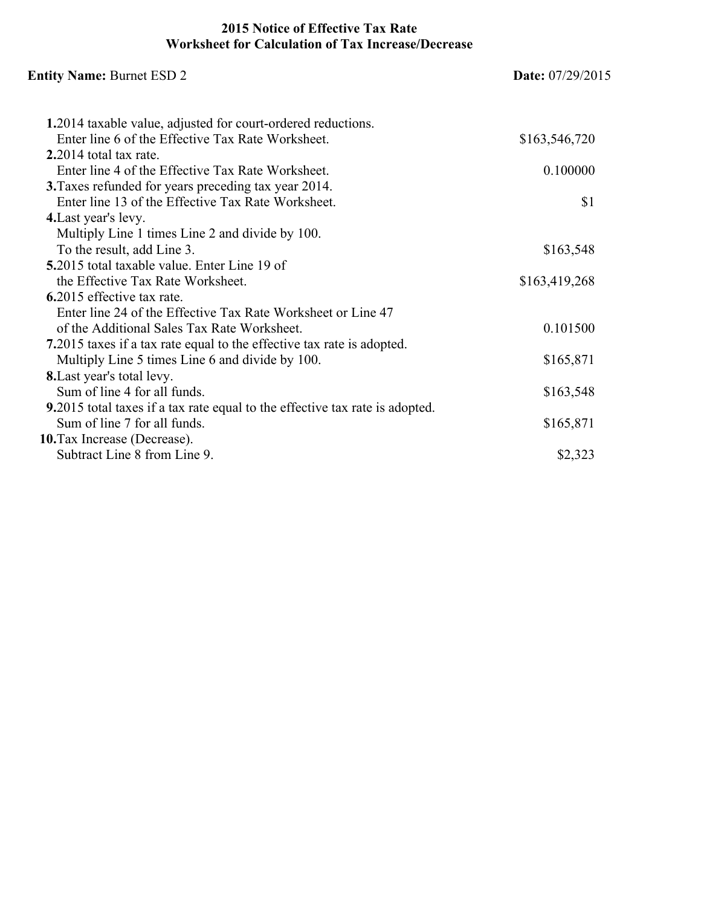# 2015 Notice of Effective Tax Rate
## Worksheet for Calculation of Tax Increase/Decrease

**Entity Name:** Burnet ESD 2 **Date:** 07/29/2015

| | |
|---|---|
| **1.** 2014 taxable value, adjusted for court-ordered reductions. Enter line 6 of the Effective Tax Rate Worksheet. | $163,546,720 |
| **2.** 2014 total tax rate. Enter line 4 of the Effective Tax Rate Worksheet. | 0.100000 |
| **3.** Taxes refunded for years preceding tax year 2014. Enter line 13 of the Effective Tax Rate Worksheet. | $1 |
| **4.** Last year's levy. Multiply Line 1 times Line 2 and divide by 100. To the result, add Line 3. | $163,548 |
| **5.** 2015 total taxable value. Enter Line 19 of the Effective Tax Rate Worksheet. | $163,419,268 |
| **6.** 2015 effective tax rate. Enter line 24 of the Effective Tax Rate Worksheet or Line 47 of the Additional Sales Tax Rate Worksheet. | 0.101500 |
| **7.** 2015 taxes if a tax rate equal to the effective tax rate is adopted. Multiply Line 5 times Line 6 and divide by 100. | $165,871 |
| **8.** Last year's total levy. Sum of line 4 for all funds. | $163,548 |
| **9.** 2015 total taxes if a tax rate equal to the effective tax rate is adopted. Sum of line 7 for all funds. | $165,871 |
| **10.** Tax Increase (Decrease). Subtract Line 8 from Line 9. | $2,323 |